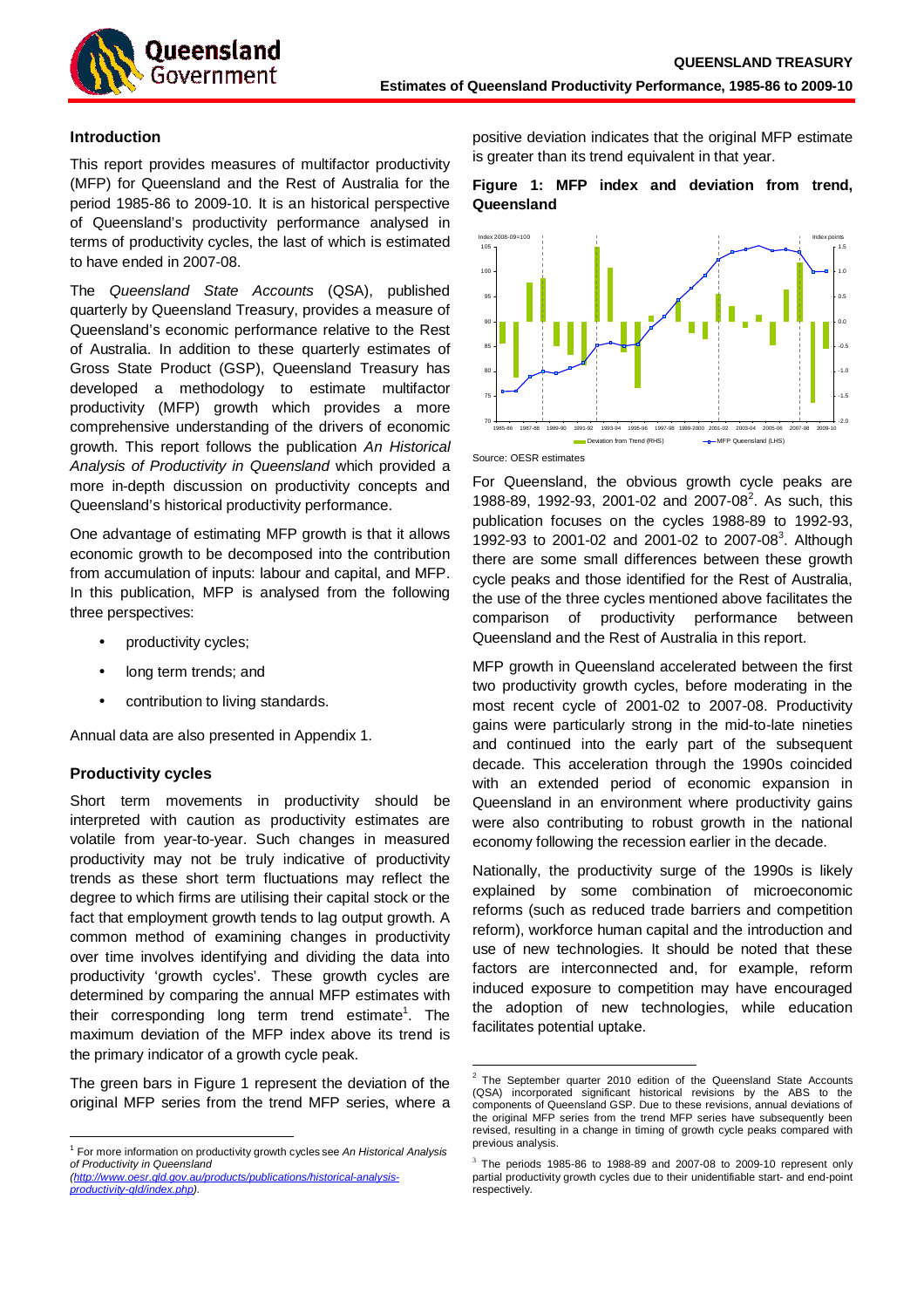## Introduction

This report provides measures of multifactor productivity (MFP) for Queensland and the Rest of Australia for the period 1985-86 to 2009-10. It is an historical perspective of Queensland's productivity performance analysed in terms of productivity cycles, the last of which is estimated to have ended in 2007-08.

The *Queensland State Accounts* (QSA), published quarterly by Queensland Treasury, provides a measure of Queensland's economic performance relative to the Rest of Australia. In addition to these quarterly estimates of Gross State Product (GSP), Queensland Treasury has developed a methodology to estimate multifactor productivity (MFP) growth which provides a more comprehensive understanding of the drivers of economic growth. This report follows the publication *An Historical Analysis of Productivity in Queensland* which provided a more in-depth discussion on productivity concepts and Queensland's historical productivity performance.

One advantage of estimating MFP growth is that it allows economic growth to be decomposed into the contribution from accumulation of inputs: labour and capital, and MFP. In this publication, MFP is analysed from the following three perspectives:

- productivity cycles;
- long term trends; and
- contribution to living standards.

Annual data are also presented in Appendix 1.

## Productivity cycles

Short term movements in productivity should be interpreted with caution as productivity estimates are volatile from year-to-year. Such changes in measured productivity may not be truly indicative of productivity trends as these short term fluctuations may reflect the degree to which firms are utilising their capital stock or the fact that employment growth tends to lag output growth. A common method of examining changes in productivity over time involves identifying and dividing the data into productivity 'growth cycles'. These growth cycles are determined by comparing the annual MFP estimates with their corresponding long term trend estimate[1]. The maximum deviation of the MFP index above its trend is the primary indicator of a growth cycle peak.

The green bars in Figure 1 represent the deviation of the original MFP series from the trend MFP series, where a positive deviation indicates that the original MFP estimate is greater than its trend equivalent in that year.

**Figure 1: MFP index and deviation from trend, Queensland**

Source: OESR estimates

For Queensland, the obvious growth cycle peaks are 1988-89, 1992-93, 2001-02 and 2007-08[2]. As such, this publication focuses on the cycles 1988-89 to 1992-93, 1992-93 to 2001-02 and 2001-02 to 2007-08[3]. Although there are some small differences between these growth cycle peaks and those identified for the Rest of Australia, the use of the three cycles mentioned above facilitates the comparison of productivity performance between Queensland and the Rest of Australia in this report.

MFP growth in Queensland accelerated between the first two productivity growth cycles, before moderating in the most recent cycle of 2001-02 to 2007-08. Productivity gains were particularly strong in the mid-to-late nineties and continued into the early part of the subsequent decade. This acceleration through the 1990s coincided with an extended period of economic expansion in Queensland in an environment where productivity gains were also contributing to robust growth in the national economy following the recession earlier in the decade.

Nationally, the productivity surge of the 1990s is likely explained by some combination of microeconomic reforms (such as reduced trade barriers and competition reform), workforce human capital and the introduction and use of new technologies. It should be noted that these factors are interconnected and, for example, reform induced exposure to competition may have encouraged the adoption of new technologies, while education facilitates potential uptake.

---

[1] For more information on productivity growth cycles see *An Historical Analysis of Productivity in Queensland* (http://www.oesr.qld.gov.au/products/publications/historical-analysis-productivity-qld/index.php).

[2] The September quarter 2010 edition of the Queensland State Accounts (QSA) incorporated significant historical revisions by the ABS to the components of Queensland GSP. Due to these revisions, annual deviations of the original MFP series from the trend MFP series have subsequently been revised, resulting in a change in timing of growth cycle peaks compared with previous analysis.

[3] The periods 1985-86 to 1988-89 and 2007-08 to 2009-10 represent only partial productivity growth cycles due to their unidentifiable start- and end-point respectively.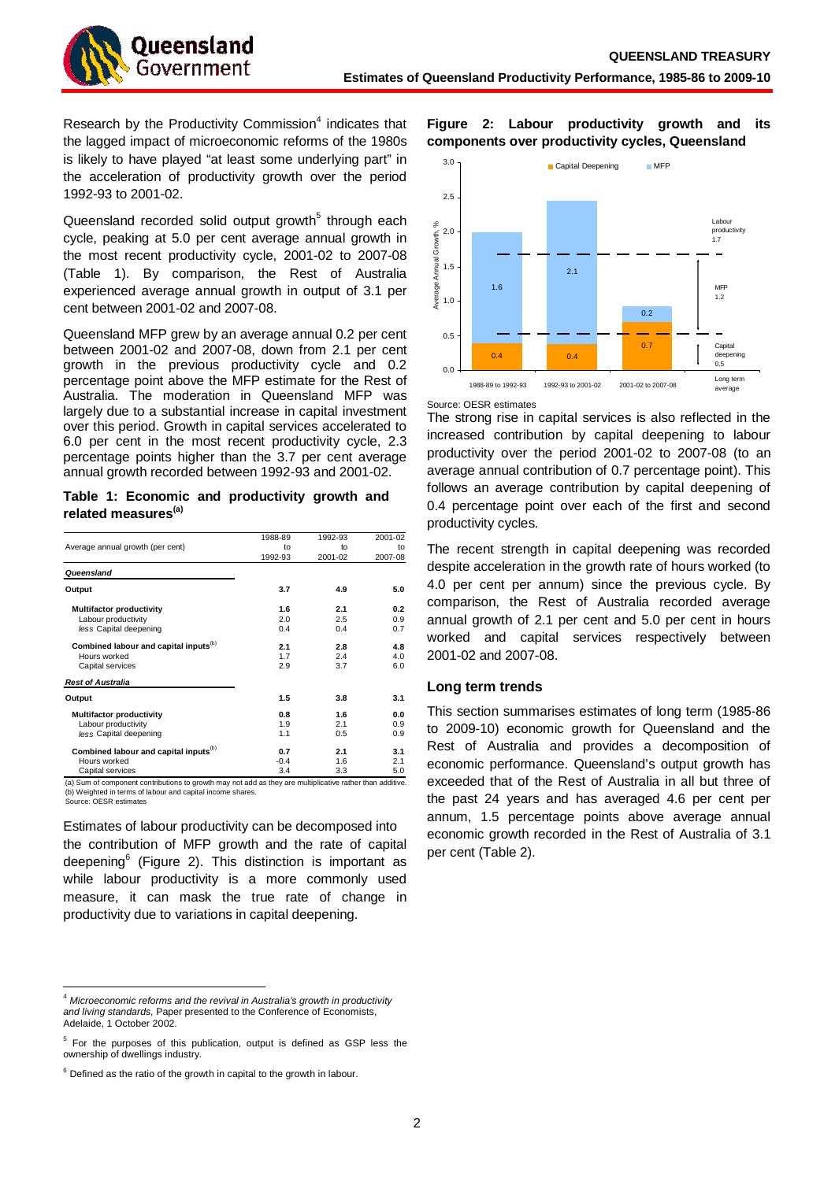Research by the Productivity Commission[4] indicates that the lagged impact of microeconomic reforms of the 1980s is likely to have played "at least some underlying part" in the acceleration of productivity growth over the period 1992-93 to 2001-02.

Queensland recorded solid output growth[5] through each cycle, peaking at 5.0 per cent average annual growth in the most recent productivity cycle, 2001-02 to 2007-08 (Table 1). By comparison, the Rest of Australia experienced average annual growth in output of 3.1 per cent between 2001-02 and 2007-08.

Queensland MFP grew by an average annual 0.2 per cent between 2001-02 and 2007-08, down from 2.1 per cent growth in the previous productivity cycle and 0.2 percentage point above the MFP estimate for the Rest of Australia. The moderation in Queensland MFP was largely due to a substantial increase in capital investment over this period. Growth in capital services accelerated to 6.0 per cent in the most recent productivity cycle, 2.3 percentage points higher than the 3.7 per cent average annual growth recorded between 1992-93 and 2001-02.

**Table 1: Economic and productivity growth and related measures[(a)]**

| Average annual growth (per cent) | 1988-89 to 1992-93 | 1992-93 to 2001-02 | 2001-02 to 2007-08 |
|---|---|---|---|
| ***Queensland*** | | | |
| **Output** | **3.7** | **4.9** | **5.0** |
| **Multifactor productivity** | **1.6** | **2.1** | **0.2** |
| Labour productivity | 2.0 | 2.5 | 0.9 |
| *less* Capital deepening | 0.4 | 0.4 | 0.7 |
| **Combined labour and capital inputs[(b)]** | **2.1** | **2.8** | **4.8** |
| Hours worked | 1.7 | 2.4 | 4.0 |
| Capital services | 2.9 | 3.7 | 6.0 |
| ***Rest of Australia*** | | | |
| **Output** | **1.5** | **3.8** | **3.1** |
| **Multifactor productivity** | **0.8** | **1.6** | **0.0** |
| Labour productivity | 1.9 | 2.1 | 0.9 |
| *less* Capital deepening | 1.1 | 0.5 | 0.9 |
| **Combined labour and capital inputs[(b)]** | **0.7** | **2.1** | **3.1** |
| Hours worked | -0.4 | 1.6 | 2.1 |
| Capital services | 3.4 | 3.3 | 5.0 |

(a) Sum of component contributions to growth may not add as they are multiplicative rather than additive.
(b) Weighted in terms of labour and capital income shares.
Source: OESR estimates

Estimates of labour productivity can be decomposed into the contribution of MFP growth and the rate of capital deepening[6] (Figure 2). This distinction is important as while labour productivity is a more commonly used measure, it can mask the true rate of change in productivity due to variations in capital deepening.

**Figure 2: Labour productivity growth and its components over productivity cycles, Queensland**

Source: OESR estimates

The strong rise in capital services is also reflected in the increased contribution by capital deepening to labour productivity over the period 2001-02 to 2007-08 (to an average annual contribution of 0.7 percentage point). This follows an average contribution by capital deepening of 0.4 percentage point over each of the first and second productivity cycles.

The recent strength in capital deepening was recorded despite acceleration in the growth rate of hours worked (to 4.0 per cent per annum) since the previous cycle. By comparison, the Rest of Australia recorded average annual growth of 2.1 per cent and 5.0 per cent in hours worked and capital services respectively between 2001-02 and 2007-08.

## Long term trends

This section summarises estimates of long term (1985-86 to 2009-10) economic growth for Queensland and the Rest of Australia and provides a decomposition of economic performance. Queensland's output growth has exceeded that of the Rest of Australia in all but three of the past 24 years and has averaged 4.6 per cent per annum, 1.5 percentage points above average annual economic growth recorded in the Rest of Australia of 3.1 per cent (Table 2).

---

[4] *Microeconomic reforms and the revival in Australia's growth in productivity and living standards,* Paper presented to the Conference of Economists, Adelaide, 1 October 2002.

[5] For the purposes of this publication, output is defined as GSP less the ownership of dwellings industry.

[6] Defined as the ratio of the growth in capital to the growth in labour.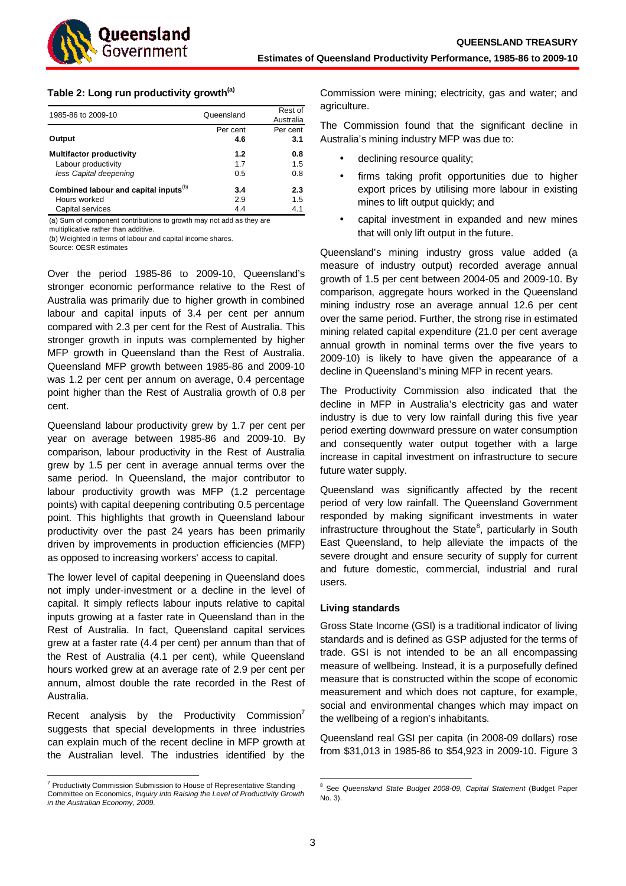**Table 2: Long run productivity growth[(a)]**

| 1985-86 to 2009-10 | Queensland | Rest of Australia |
|---|---|---|
| | Per cent | Per cent |
| **Output** | **4.6** | **3.1** |
| **Multifactor productivity** | **1.2** | **0.8** |
| Labour productivity | 1.7 | 1.5 |
| *less Capital deepening* | 0.5 | 0.8 |
| **Combined labour and capital inputs[(b)]** | **3.4** | **2.3** |
| Hours worked | 2.9 | 1.5 |
| Capital services | 4.4 | 4.1 |

(a) Sum of component contributions to growth may not add as they are multiplicative rather than additive.
(b) Weighted in terms of labour and capital income shares.
Source: OESR estimates

Over the period 1985-86 to 2009-10, Queensland's stronger economic performance relative to the Rest of Australia was primarily due to higher growth in combined labour and capital inputs of 3.4 per cent per annum compared with 2.3 per cent for the Rest of Australia. This stronger growth in inputs was complemented by higher MFP growth in Queensland than the Rest of Australia. Queensland MFP growth between 1985-86 and 2009-10 was 1.2 per cent per annum on average, 0.4 percentage point higher than the Rest of Australia growth of 0.8 per cent.

Queensland labour productivity grew by 1.7 per cent per year on average between 1985-86 and 2009-10. By comparison, labour productivity in the Rest of Australia grew by 1.5 per cent in average annual terms over the same period. In Queensland, the major contributor to labour productivity growth was MFP (1.2 percentage points) with capital deepening contributing 0.5 percentage point. This highlights that growth in Queensland labour productivity over the past 24 years has been primarily driven by improvements in production efficiencies (MFP) as opposed to increasing workers' access to capital.

The lower level of capital deepening in Queensland does not imply under-investment or a decline in the level of capital. It simply reflects labour inputs relative to capital inputs growing at a faster rate in Queensland than in the Rest of Australia. In fact, Queensland capital services grew at a faster rate (4.4 per cent) per annum than that of the Rest of Australia (4.1 per cent), while Queensland hours worked grew at an average rate of 2.9 per cent per annum, almost double the rate recorded in the Rest of Australia.

Recent analysis by the Productivity Commission[7] suggests that special developments in three industries can explain much of the recent decline in MFP growth at the Australian level. The industries identified by the Commission were mining; electricity, gas and water; and agriculture.

The Commission found that the significant decline in Australia's mining industry MFP was due to:

- declining resource quality;
- firms taking profit opportunities due to higher export prices by utilising more labour in existing mines to lift output quickly; and
- capital investment in expanded and new mines that will only lift output in the future.

Queensland's mining industry gross value added (a measure of industry output) recorded average annual growth of 1.5 per cent between 2004-05 and 2009-10. By comparison, aggregate hours worked in the Queensland mining industry rose an average annual 12.6 per cent over the same period. Further, the strong rise in estimated mining related capital expenditure (21.0 per cent average annual growth in nominal terms over the five years to 2009-10) is likely to have given the appearance of a decline in Queensland's mining MFP in recent years.

The Productivity Commission also indicated that the decline in MFP in Australia's electricity gas and water industry is due to very low rainfall during this five year period exerting downward pressure on water consumption and consequently water output together with a large increase in capital investment on infrastructure to secure future water supply.

Queensland was significantly affected by the recent period of very low rainfall. The Queensland Government responded by making significant investments in water infrastructure throughout the State[8], particularly in South East Queensland, to help alleviate the impacts of the severe drought and ensure security of supply for current and future domestic, commercial, industrial and rural users.

### Living standards

Gross State Income (GSI) is a traditional indicator of living standards and is defined as GSP adjusted for the terms of trade. GSI is not intended to be an all encompassing measure of wellbeing. Instead, it is a purposefully defined measure that is constructed within the scope of economic measurement and which does not capture, for example, social and environmental changes which may impact on the wellbeing of a region's inhabitants.

Queensland real GSI per capita (in 2008-09 dollars) rose from $31,013 in 1985-86 to $54,923 in 2009-10. Figure 3

---

[7] Productivity Commission Submission to House of Representative Standing Committee on Economics, *Inquiry into Raising the Level of Productivity Growth in the Australian Economy, 2009.*

[8] See *Queensland State Budget 2008-09, Capital Statement* (Budget Paper No. 3).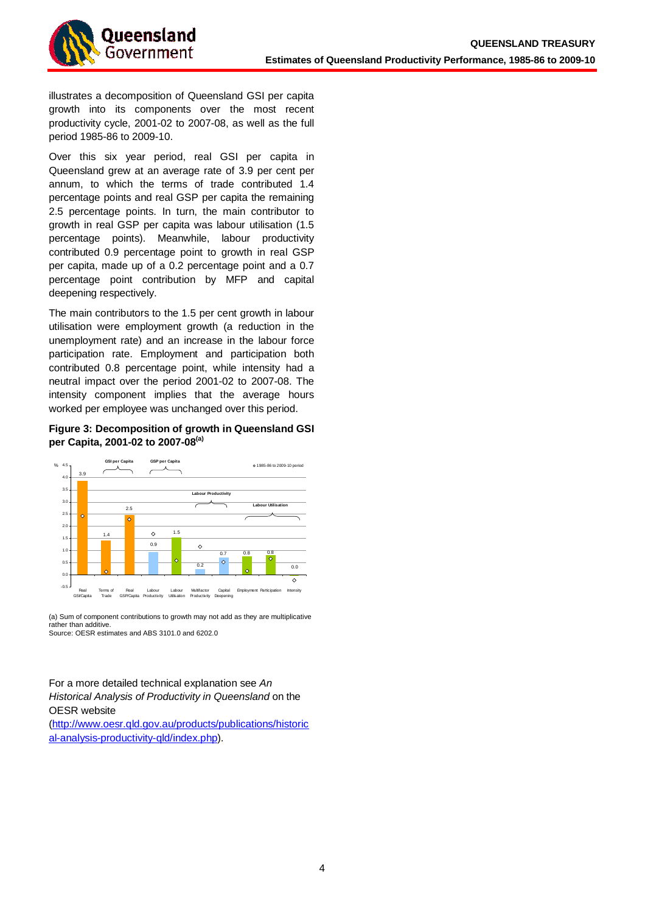illustrates a decomposition of Queensland GSI per capita growth into its components over the most recent productivity cycle, 2001-02 to 2007-08, as well as the full period 1985-86 to 2009-10.

Over this six year period, real GSI per capita in Queensland grew at an average rate of 3.9 per cent per annum, to which the terms of trade contributed 1.4 percentage points and real GSP per capita the remaining 2.5 percentage points. In turn, the main contributor to growth in real GSP per capita was labour utilisation (1.5 percentage points). Meanwhile, labour productivity contributed 0.9 percentage point to growth in real GSP per capita, made up of a 0.2 percentage point and a 0.7 percentage point contribution by MFP and capital deepening respectively.

The main contributors to the 1.5 per cent growth in labour utilisation were employment growth (a reduction in the unemployment rate) and an increase in the labour force participation rate. Employment and participation both contributed 0.8 percentage point, while intensity had a neutral impact over the period 2001-02 to 2007-08. The intensity component implies that the average hours worked per employee was unchanged over this period.

**Figure 3: Decomposition of growth in Queensland GSI per Capita, 2001-02 to 2007-08[(a)]**

(a) Sum of component contributions to growth may not add as they are multiplicative rather than additive.
Source: OESR estimates and ABS 3101.0 and 6202.0

For a more detailed technical explanation see *An Historical Analysis of Productivity in Queensland* on the OESR website (http://www.oesr.qld.gov.au/products/publications/historical-analysis-productivity-qld/index.php).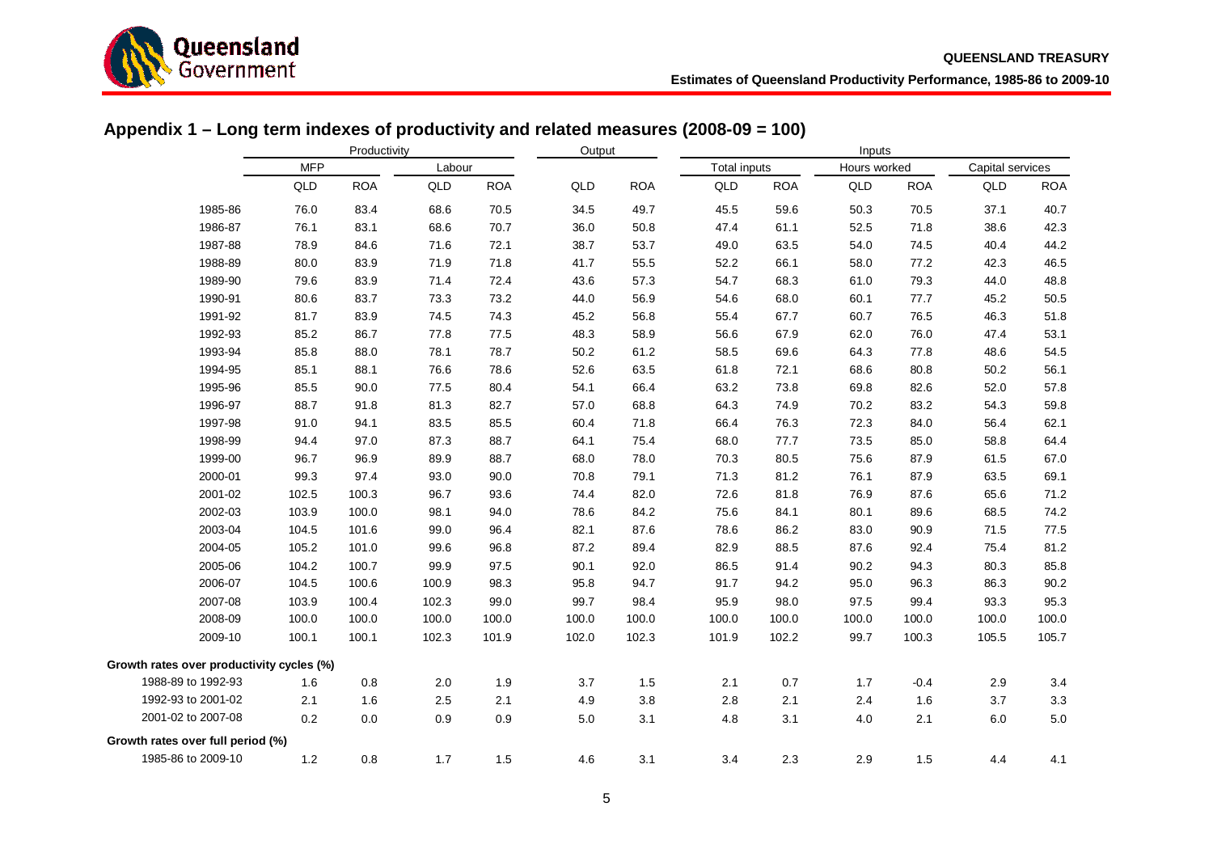## Appendix 1 – Long term indexes of productivity and related measures (2008-09 = 100)

| | Productivity | | | | Output | | Inputs | | | | | |
|---|---|---|---|---|---|---|---|---|---|---|---|---|
| | MFP | | Labour | | | | Total inputs | | Hours worked | | Capital services | |
| | QLD | ROA | QLD | ROA | QLD | ROA | QLD | ROA | QLD | ROA | QLD | ROA |
| 1985-86 | 76.0 | 83.4 | 68.6 | 70.5 | 34.5 | 49.7 | 45.5 | 59.6 | 50.3 | 70.5 | 37.1 | 40.7 |
| 1986-87 | 76.1 | 83.1 | 68.6 | 70.7 | 36.0 | 50.8 | 47.4 | 61.1 | 52.5 | 71.8 | 38.6 | 42.3 |
| 1987-88 | 78.9 | 84.6 | 71.6 | 72.1 | 38.7 | 53.7 | 49.0 | 63.5 | 54.0 | 74.5 | 40.4 | 44.2 |
| 1988-89 | 80.0 | 83.9 | 71.9 | 71.8 | 41.7 | 55.5 | 52.2 | 66.1 | 58.0 | 77.2 | 42.3 | 46.5 |
| 1989-90 | 79.6 | 83.9 | 71.4 | 72.4 | 43.6 | 57.3 | 54.7 | 68.3 | 61.0 | 79.3 | 44.0 | 48.8 |
| 1990-91 | 80.6 | 83.7 | 73.3 | 73.2 | 44.0 | 56.9 | 54.6 | 68.0 | 60.1 | 77.7 | 45.2 | 50.5 |
| 1991-92 | 81.7 | 83.9 | 74.5 | 74.3 | 45.2 | 56.8 | 55.4 | 67.7 | 60.7 | 76.5 | 46.3 | 51.8 |
| 1992-93 | 85.2 | 86.7 | 77.8 | 77.5 | 48.3 | 58.9 | 56.6 | 67.9 | 62.0 | 76.0 | 47.4 | 53.1 |
| 1993-94 | 85.8 | 88.0 | 78.1 | 78.7 | 50.2 | 61.2 | 58.5 | 69.6 | 64.3 | 77.8 | 48.6 | 54.5 |
| 1994-95 | 85.1 | 88.1 | 76.6 | 78.6 | 52.6 | 63.5 | 61.8 | 72.1 | 68.6 | 80.8 | 50.2 | 56.1 |
| 1995-96 | 85.5 | 90.0 | 77.5 | 80.4 | 54.1 | 66.4 | 63.2 | 73.8 | 69.8 | 82.6 | 52.0 | 57.8 |
| 1996-97 | 88.7 | 91.8 | 81.3 | 82.7 | 57.0 | 68.8 | 64.3 | 74.9 | 70.2 | 83.2 | 54.3 | 59.8 |
| 1997-98 | 91.0 | 94.1 | 83.5 | 85.5 | 60.4 | 71.8 | 66.4 | 76.3 | 72.3 | 84.0 | 56.4 | 62.1 |
| 1998-99 | 94.4 | 97.0 | 87.3 | 88.7 | 64.1 | 75.4 | 68.0 | 77.7 | 73.5 | 85.0 | 58.8 | 64.4 |
| 1999-00 | 96.7 | 96.9 | 89.9 | 88.7 | 68.0 | 78.0 | 70.3 | 80.5 | 75.6 | 87.9 | 61.5 | 67.0 |
| 2000-01 | 99.3 | 97.4 | 93.0 | 90.0 | 70.8 | 79.1 | 71.3 | 81.2 | 76.1 | 87.9 | 63.5 | 69.1 |
| 2001-02 | 102.5 | 100.3 | 96.7 | 93.6 | 74.4 | 82.0 | 72.6 | 81.8 | 76.9 | 87.6 | 65.6 | 71.2 |
| 2002-03 | 103.9 | 100.0 | 98.1 | 94.0 | 78.6 | 84.2 | 75.6 | 84.1 | 80.1 | 89.6 | 68.5 | 74.2 |
| 2003-04 | 104.5 | 101.6 | 99.0 | 96.4 | 82.1 | 87.6 | 78.6 | 86.2 | 83.0 | 90.9 | 71.5 | 77.5 |
| 2004-05 | 105.2 | 101.0 | 99.6 | 96.8 | 87.2 | 89.4 | 82.9 | 88.5 | 87.6 | 92.4 | 75.4 | 81.2 |
| 2005-06 | 104.2 | 100.7 | 99.9 | 97.5 | 90.1 | 92.0 | 86.5 | 91.4 | 90.2 | 94.3 | 80.3 | 85.8 |
| 2006-07 | 104.5 | 100.6 | 100.9 | 98.3 | 95.8 | 94.7 | 91.7 | 94.2 | 95.0 | 96.3 | 86.3 | 90.2 |
| 2007-08 | 103.9 | 100.4 | 102.3 | 99.0 | 99.7 | 98.4 | 95.9 | 98.0 | 97.5 | 99.4 | 93.3 | 95.3 |
| 2008-09 | 100.0 | 100.0 | 100.0 | 100.0 | 100.0 | 100.0 | 100.0 | 100.0 | 100.0 | 100.0 | 100.0 | 100.0 |
| 2009-10 | 100.1 | 100.1 | 102.3 | 101.9 | 102.0 | 102.3 | 101.9 | 102.2 | 99.7 | 100.3 | 105.5 | 105.7 |
| **Growth rates over productivity cycles (%)** | | | | | | | | | | | | |
| 1988-89 to 1992-93 | 1.6 | 0.8 | 2.0 | 1.9 | 3.7 | 1.5 | 2.1 | 0.7 | 1.7 | -0.4 | 2.9 | 3.4 |
| 1992-93 to 2001-02 | 2.1 | 1.6 | 2.5 | 2.1 | 4.9 | 3.8 | 2.8 | 2.1 | 2.4 | 1.6 | 3.7 | 3.3 |
| 2001-02 to 2007-08 | 0.2 | 0.0 | 0.9 | 0.9 | 5.0 | 3.1 | 4.8 | 3.1 | 4.0 | 2.1 | 6.0 | 5.0 |
| **Growth rates over full period (%)** | | | | | | | | | | | | |
| 1985-86 to 2009-10 | 1.2 | 0.8 | 1.7 | 1.5 | 4.6 | 3.1 | 3.4 | 2.3 | 2.9 | 1.5 | 4.4 | 4.1 |